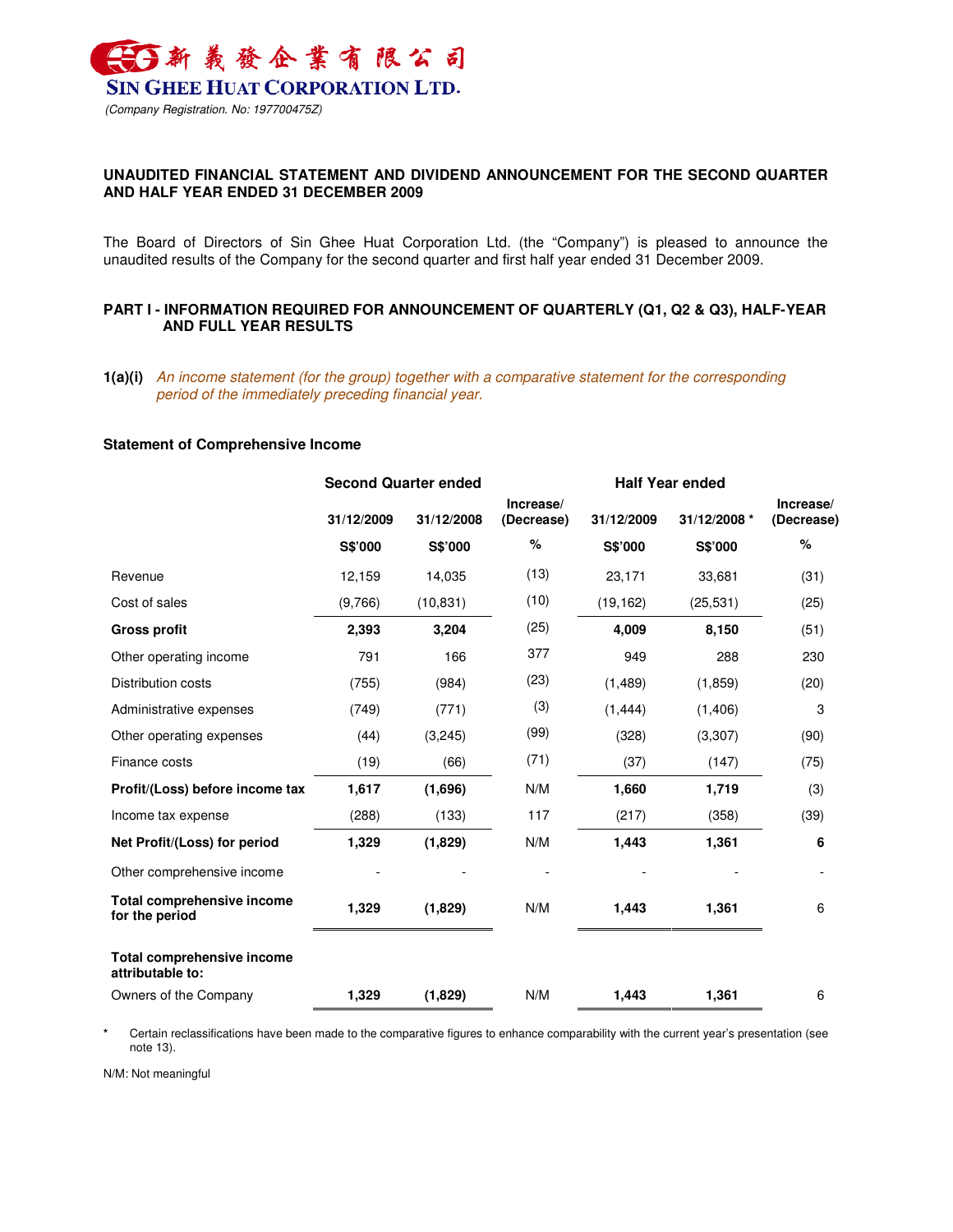# 新義發企業有限公司

## SIN GHEE HUAT CORPORATION LTD.

*(Company Registration. No: 197700475Z)*

**UNAUDITED FINANCIAL STATEMENT AND DIVIDEND ANNOUNCEMENT FOR THE SECOND QUARTER AND HALF YEAR ENDED 31 DECEMBER 2009**

The Board of Directors of Sin Ghee Huat Corporation Ltd. (the "Company") is pleased to announce the unaudited results of the Company for the second quarter and first half year ended 31 December 2009.

**PART I - INFORMATION REQUIRED FOR ANNOUNCEMENT OF QUARTERLY (Q1, Q2 & Q3), HALF-YEAR AND FULL YEAR RESULTS**

**1(a)(i)** *An income statement (for the group) together with a comparative statement for the corresponding period of the immediately preceding financial year.*

**Statement of Comprehensive Income**

| | Second Quarter ended | | | Half Year ended | | |
|---|---|---|---|---|---|---|
| | 31/12/2009 | 31/12/2008 | Increase/ (Decrease) | 31/12/2009 | 31/12/2008 * | Increase/ (Decrease) |
| | S$'000 | S$'000 | % | S$'000 | S$'000 | % |
| Revenue | 12,159 | 14,035 | (13) | 23,171 | 33,681 | (31) |
| Cost of sales | (9,766) | (10,831) | (10) | (19,162) | (25,531) | (25) |
| **Gross profit** | **2,393** | **3,204** | (25) | **4,009** | **8,150** | (51) |
| Other operating income | 791 | 166 | 377 | 949 | 288 | 230 |
| Distribution costs | (755) | (984) | (23) | (1,489) | (1,859) | (20) |
| Administrative expenses | (749) | (771) | (3) | (1,444) | (1,406) | 3 |
| Other operating expenses | (44) | (3,245) | (99) | (328) | (3,307) | (90) |
| Finance costs | (19) | (66) | (71) | (37) | (147) | (75) |
| **Profit/(Loss) before income tax** | **1,617** | **(1,696)** | N/M | **1,660** | **1,719** | (3) |
| Income tax expense | (288) | (133) | 117 | (217) | (358) | (39) |
| **Net Profit/(Loss) for period** | **1,329** | **(1,829)** | N/M | **1,443** | **1,361** | **6** |
| Other comprehensive income | - | - | - | - | - | - |
| **Total comprehensive income for the period** | **1,329** | **(1,829)** | N/M | **1,443** | **1,361** | 6 |
| **Total comprehensive income attributable to:** | | | | | | |
| Owners of the Company | **1,329** | **(1,829)** | N/M | **1,443** | **1,361** | 6 |

\* Certain reclassifications have been made to the comparative figures to enhance comparability with the current year's presentation (see note 13).

N/M: Not meaningful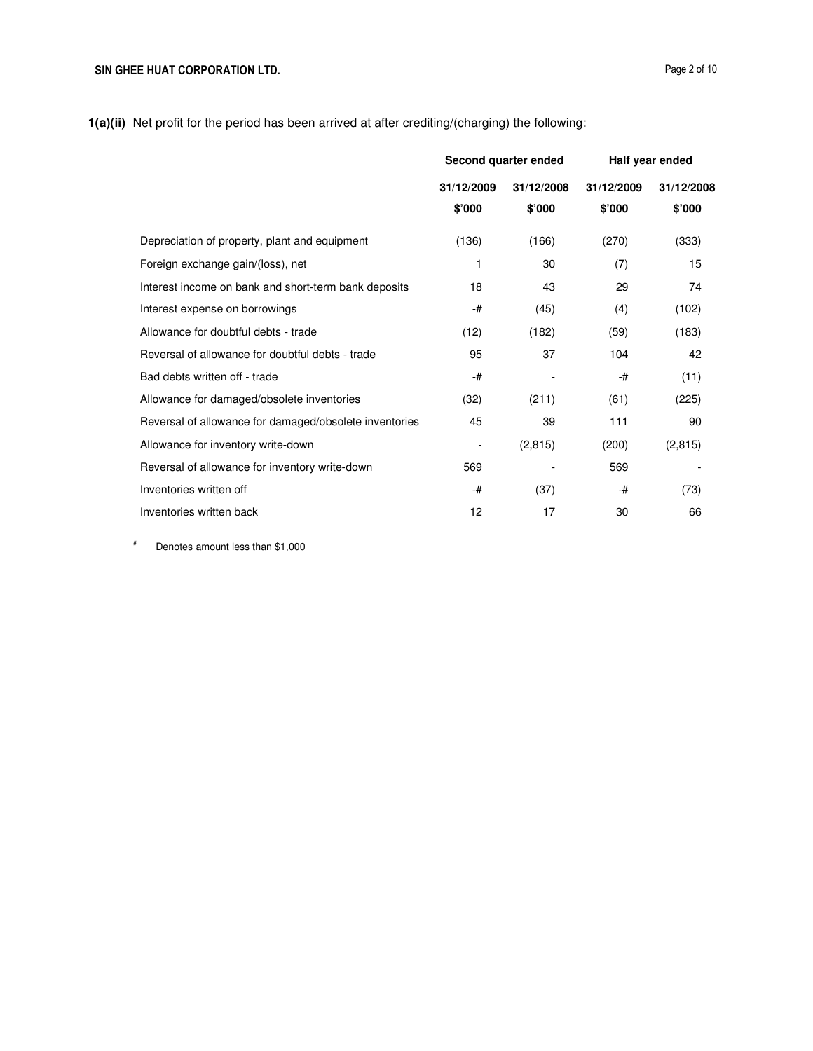**1(a)(ii)** Net profit for the period has been arrived at after crediting/(charging) the following:

| | Second quarter ended | | Half year ended | |
|---|---|---|---|---|
| | 31/12/2009 | 31/12/2008 | 31/12/2009 | 31/12/2008 |
| | $'000 | $'000 | $'000 | $'000 |
| Depreciation of property, plant and equipment | (136) | (166) | (270) | (333) |
| Foreign exchange gain/(loss), net | 1 | 30 | (7) | 15 |
| Interest income on bank and short-term bank deposits | 18 | 43 | 29 | 74 |
| Interest expense on borrowings | -# | (45) | (4) | (102) |
| Allowance for doubtful debts - trade | (12) | (182) | (59) | (183) |
| Reversal of allowance for doubtful debts - trade | 95 | 37 | 104 | 42 |
| Bad debts written off - trade | -# | - | -# | (11) |
| Allowance for damaged/obsolete inventories | (32) | (211) | (61) | (225) |
| Reversal of allowance for damaged/obsolete inventories | 45 | 39 | 111 | 90 |
| Allowance for inventory write-down | - | (2,815) | (200) | (2,815) |
| Reversal of allowance for inventory write-down | 569 | - | 569 | - |
| Inventories written off | -# | (37) | -# | (73) |
| Inventories written back | 12 | 17 | 30 | 66 |

# Denotes amount less than $1,000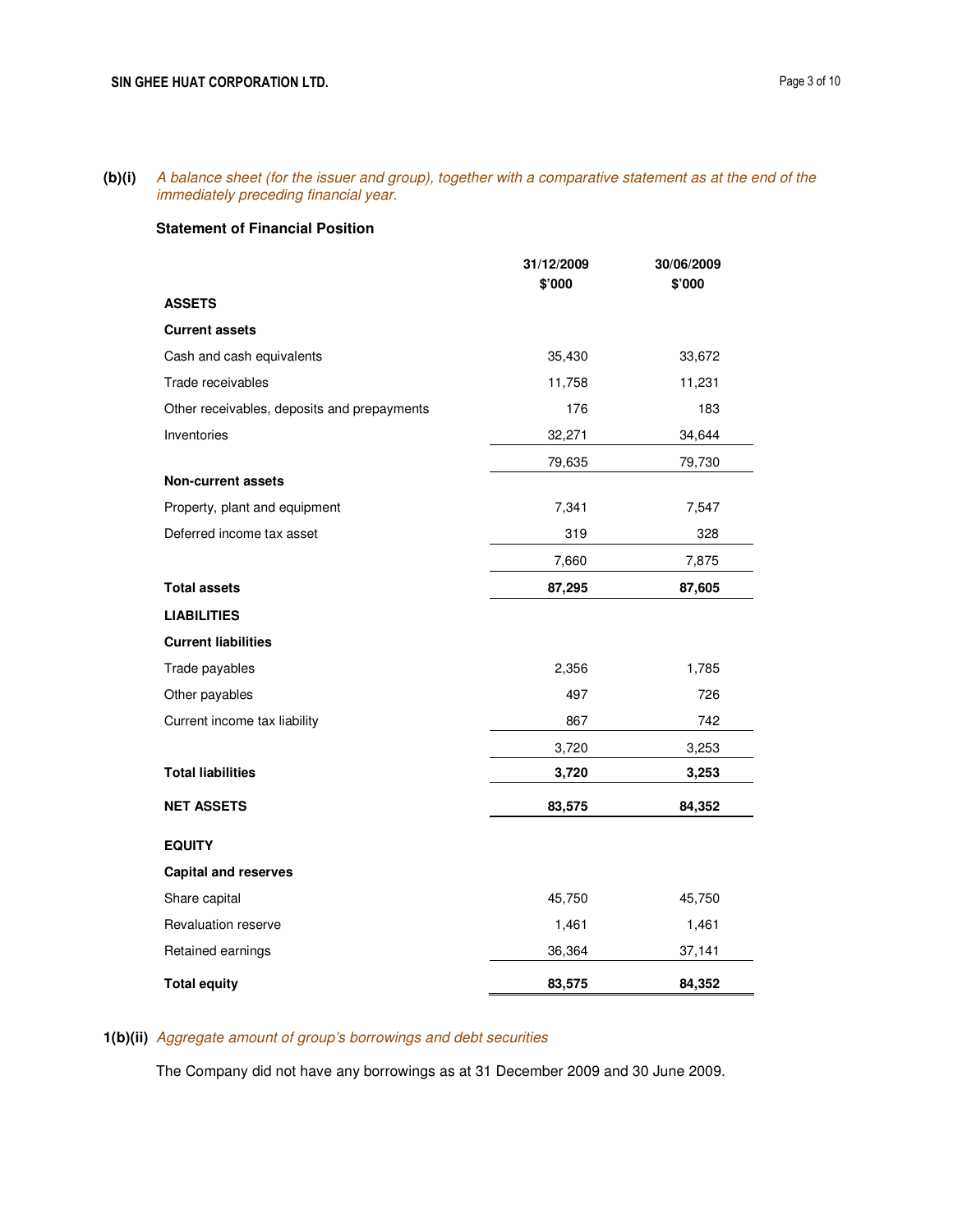**(b)(i)** *A balance sheet (for the issuer and group), together with a comparative statement as at the end of the immediately preceding financial year.*

**Statement of Financial Position**

| | 31/12/2009<br>$'000 | 30/06/2009<br>$'000 |
|---|---|---|
| **ASSETS** | | |
| **Current assets** | | |
| Cash and cash equivalents | 35,430 | 33,672 |
| Trade receivables | 11,758 | 11,231 |
| Other receivables, deposits and prepayments | 176 | 183 |
| Inventories | 32,271 | 34,644 |
| | 79,635 | 79,730 |
| **Non-current assets** | | |
| Property, plant and equipment | 7,341 | 7,547 |
| Deferred income tax asset | 319 | 328 |
| | 7,660 | 7,875 |
| **Total assets** | **87,295** | **87,605** |
| **LIABILITIES** | | |
| **Current liabilities** | | |
| Trade payables | 2,356 | 1,785 |
| Other payables | 497 | 726 |
| Current income tax liability | 867 | 742 |
| | 3,720 | 3,253 |
| **Total liabilities** | **3,720** | **3,253** |
| **NET ASSETS** | **83,575** | **84,352** |
| **EQUITY** | | |
| **Capital and reserves** | | |
| Share capital | 45,750 | 45,750 |
| Revaluation reserve | 1,461 | 1,461 |
| Retained earnings | 36,364 | 37,141 |
| **Total equity** | **83,575** | **84,352** |

**1(b)(ii)** *Aggregate amount of group's borrowings and debt securities*

The Company did not have any borrowings as at 31 December 2009 and 30 June 2009.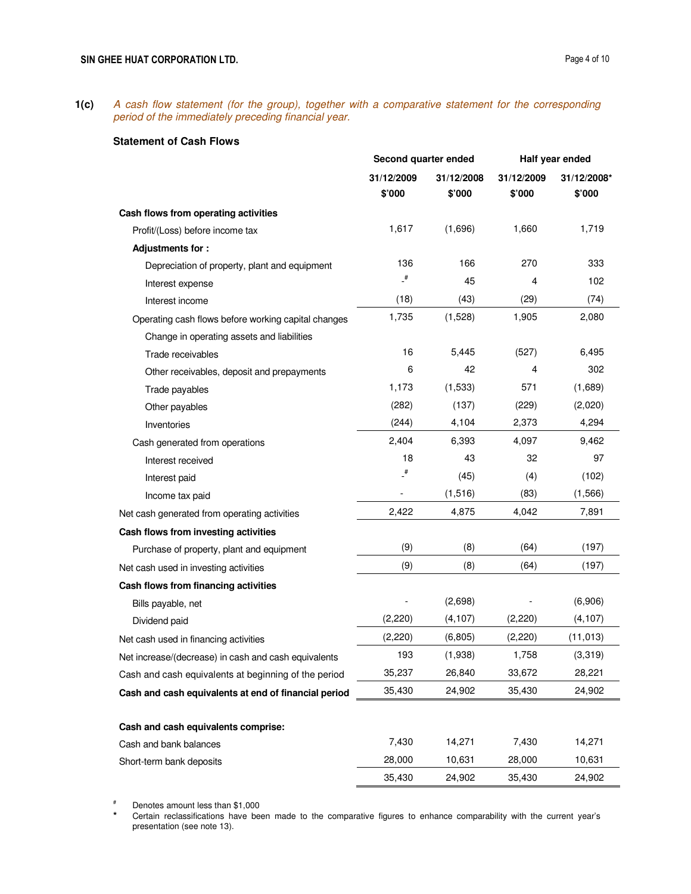**1(c)** *A cash flow statement (for the group), together with a comparative statement for the corresponding period of the immediately preceding financial year.*

**Statement of Cash Flows**

| | Second quarter ended | | Half year ended | |
|---|---|---|---|---|
| | 31/12/2009 | 31/12/2008 | 31/12/2009 | 31/12/2008* |
| | $'000 | $'000 | $'000 | $'000 |
| **Cash flows from operating activities** | | | | |
| Profit/(Loss) before income tax | 1,617 | (1,696) | 1,660 | 1,719 |
| **Adjustments for :** | | | | |
| Depreciation of property, plant and equipment | 136 | 166 | 270 | 333 |
| Interest expense | -# | 45 | 4 | 102 |
| Interest income | (18) | (43) | (29) | (74) |
| Operating cash flows before working capital changes | 1,735 | (1,528) | 1,905 | 2,080 |
| Change in operating assets and liabilities | | | | |
| Trade receivables | 16 | 5,445 | (527) | 6,495 |
| Other receivables, deposit and prepayments | 6 | 42 | 4 | 302 |
| Trade payables | 1,173 | (1,533) | 571 | (1,689) |
| Other payables | (282) | (137) | (229) | (2,020) |
| Inventories | (244) | 4,104 | 2,373 | 4,294 |
| Cash generated from operations | 2,404 | 6,393 | 4,097 | 9,462 |
| Interest received | 18 | 43 | 32 | 97 |
| Interest paid | -# | (45) | (4) | (102) |
| Income tax paid | - | (1,516) | (83) | (1,566) |
| Net cash generated from operating activities | 2,422 | 4,875 | 4,042 | 7,891 |
| **Cash flows from investing activities** | | | | |
| Purchase of property, plant and equipment | (9) | (8) | (64) | (197) |
| Net cash used in investing activities | (9) | (8) | (64) | (197) |
| **Cash flows from financing activities** | | | | |
| Bills payable, net | - | (2,698) | - | (6,906) |
| Dividend paid | (2,220) | (4,107) | (2,220) | (4,107) |
| Net cash used in financing activities | (2,220) | (6,805) | (2,220) | (11,013) |
| Net increase/(decrease) in cash and cash equivalents | 193 | (1,938) | 1,758 | (3,319) |
| Cash and cash equivalents at beginning of the period | 35,237 | 26,840 | 33,672 | 28,221 |
| **Cash and cash equivalents at end of financial period** | 35,430 | 24,902 | 35,430 | 24,902 |
| | | | | |
| **Cash and cash equivalents comprise:** | | | | |
| Cash and bank balances | 7,430 | 14,271 | 7,430 | 14,271 |
| Short-term bank deposits | 28,000 | 10,631 | 28,000 | 10,631 |
| | 35,430 | 24,902 | 35,430 | 24,902 |

\# Denotes amount less than $1,000

\* Certain reclassifications have been made to the comparative figures to enhance comparability with the current year's presentation (see note 13).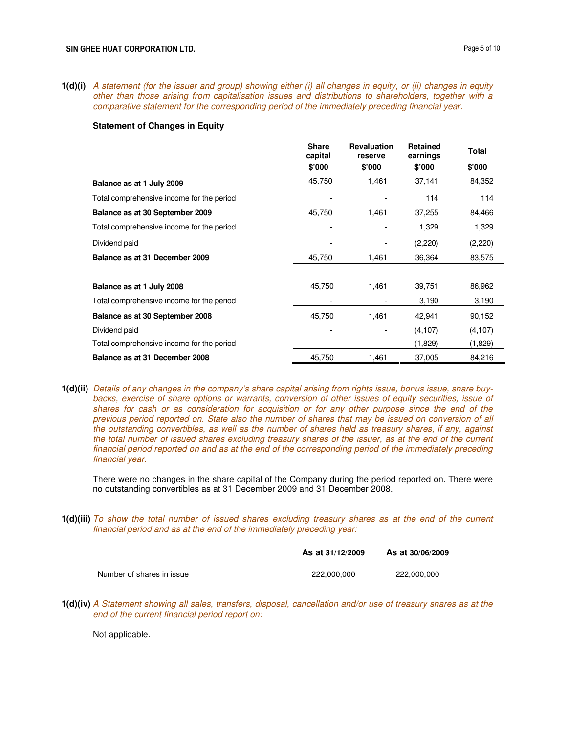**1(d)(i)** *A statement (for the issuer and group) showing either (i) all changes in equity, or (ii) changes in equity other than those arising from capitalisation issues and distributions to shareholders, together with a comparative statement for the corresponding period of the immediately preceding financial year.*

**Statement of Changes in Equity**

| | Share capital | Revaluation reserve | Retained earnings | Total |
|---|---|---|---|---|
| | $'000 | $'000 | $'000 | $'000 |
| **Balance as at 1 July 2009** | 45,750 | 1,461 | 37,141 | 84,352 |
| Total comprehensive income for the period | - | - | 114 | 114 |
| **Balance as at 30 September 2009** | 45,750 | 1,461 | 37,255 | 84,466 |
| Total comprehensive income for the period | - | - | 1,329 | 1,329 |
| Dividend paid | - | - | (2,220) | (2,220) |
| **Balance as at 31 December 2009** | 45,750 | 1,461 | 36,364 | 83,575 |
| | | | | |
| **Balance as at 1 July 2008** | 45,750 | 1,461 | 39,751 | 86,962 |
| Total comprehensive income for the period | - | - | 3,190 | 3,190 |
| **Balance as at 30 September 2008** | 45,750 | 1,461 | 42,941 | 90,152 |
| Dividend paid | - | - | (4,107) | (4,107) |
| Total comprehensive income for the period | - | - | (1,829) | (1,829) |
| **Balance as at 31 December 2008** | 45,750 | 1,461 | 37,005 | 84,216 |

**1(d)(ii)** *Details of any changes in the company's share capital arising from rights issue, bonus issue, share buy-backs, exercise of share options or warrants, conversion of other issues of equity securities, issue of shares for cash or as consideration for acquisition or for any other purpose since the end of the previous period reported on. State also the number of shares that may be issued on conversion of all the outstanding convertibles, as well as the number of shares held as treasury shares, if any, against the total number of issued shares excluding treasury shares of the issuer, as at the end of the current financial period reported on and as at the end of the corresponding period of the immediately preceding financial year.*

There were no changes in the share capital of the Company during the period reported on. There were no outstanding convertibles as at 31 December 2009 and 31 December 2008.

**1(d)(iii)** *To show the total number of issued shares excluding treasury shares as at the end of the current financial period and as at the end of the immediately preceding year:*

| | As at 31/12/2009 | As at 30/06/2009 |
|---|---|---|
| Number of shares in issue | 222,000,000 | 222,000,000 |

**1(d)(iv)** *A Statement showing all sales, transfers, disposal, cancellation and/or use of treasury shares as at the end of the current financial period report on:*

Not applicable.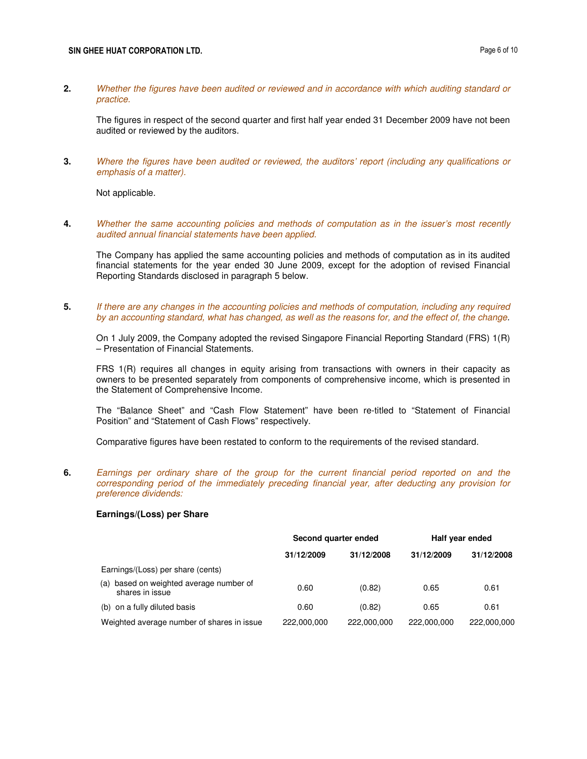**2.** *Whether the figures have been audited or reviewed and in accordance with which auditing standard or practice.*

The figures in respect of the second quarter and first half year ended 31 December 2009 have not been audited or reviewed by the auditors.

**3.** *Where the figures have been audited or reviewed, the auditors' report (including any qualifications or emphasis of a matter).*

Not applicable.

**4.** *Whether the same accounting policies and methods of computation as in the issuer's most recently audited annual financial statements have been applied.*

The Company has applied the same accounting policies and methods of computation as in its audited financial statements for the year ended 30 June 2009, except for the adoption of revised Financial Reporting Standards disclosed in paragraph 5 below.

**5.** *If there are any changes in the accounting policies and methods of computation, including any required by an accounting standard, what has changed, as well as the reasons for, and the effect of, the change.*

On 1 July 2009, the Company adopted the revised Singapore Financial Reporting Standard (FRS) 1(R) – Presentation of Financial Statements.

FRS 1(R) requires all changes in equity arising from transactions with owners in their capacity as owners to be presented separately from components of comprehensive income, which is presented in the Statement of Comprehensive Income.

The "Balance Sheet" and "Cash Flow Statement" have been re-titled to "Statement of Financial Position" and "Statement of Cash Flows" respectively.

Comparative figures have been restated to conform to the requirements of the revised standard.

**6.** *Earnings per ordinary share of the group for the current financial period reported on and the corresponding period of the immediately preceding financial year, after deducting any provision for preference dividends:*

**Earnings/(Loss) per Share**

| | Second quarter ended | | Half year ended | |
|---|---|---|---|---|
| | **31/12/2009** | **31/12/2008** | **31/12/2009** | **31/12/2008** |
| Earnings/(Loss) per share (cents) | | | | |
| (a) based on weighted average number of shares in issue | 0.60 | (0.82) | 0.65 | 0.61 |
| (b) on a fully diluted basis | 0.60 | (0.82) | 0.65 | 0.61 |
| Weighted average number of shares in issue | 222,000,000 | 222,000,000 | 222,000,000 | 222,000,000 |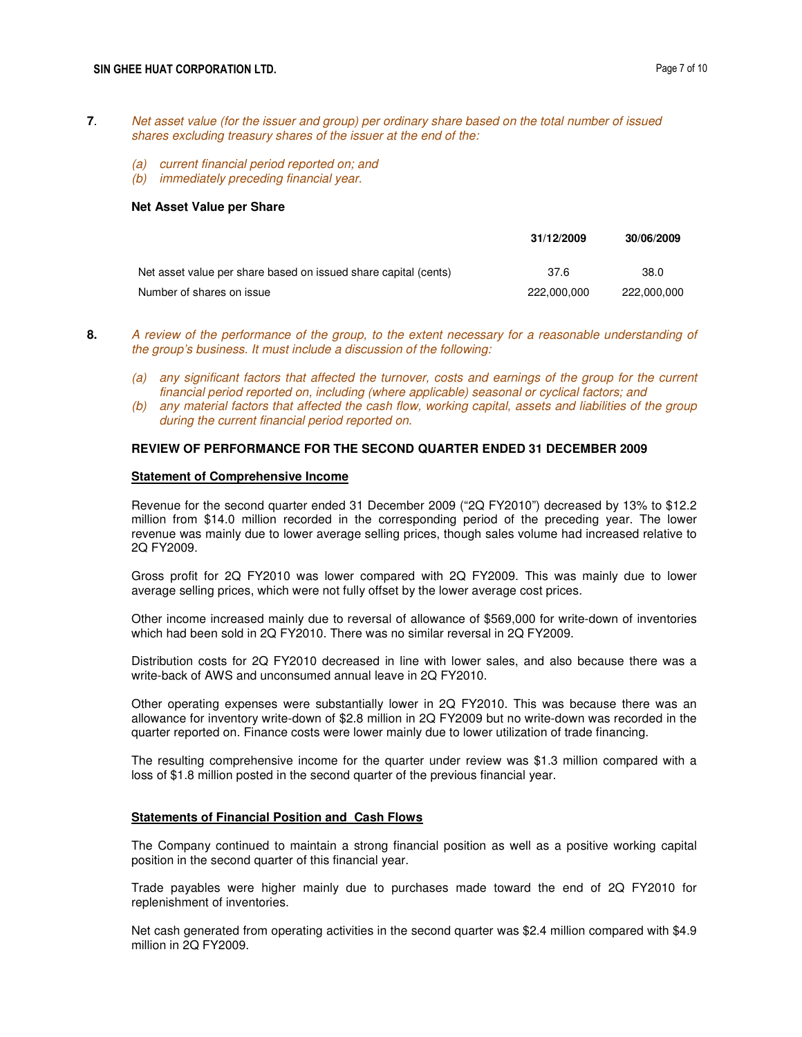**7**. *Net asset value (for the issuer and group) per ordinary share based on the total number of issued shares excluding treasury shares of the issuer at the end of the:*

*(a) current financial period reported on; and*
*(b) immediately preceding financial year.*

**Net Asset Value per Share**

| | **31/12/2009** | **30/06/2009** |
|---|---|---|
| Net asset value per share based on issued share capital (cents) | 37.6 | 38.0 |
| Number of shares on issue | 222,000,000 | 222,000,000 |

**8.** *A review of the performance of the group, to the extent necessary for a reasonable understanding of the group's business. It must include a discussion of the following:*

*(a) any significant factors that affected the turnover, costs and earnings of the group for the current financial period reported on, including (where applicable) seasonal or cyclical factors; and*
*(b) any material factors that affected the cash flow, working capital, assets and liabilities of the group during the current financial period reported on.*

**REVIEW OF PERFORMANCE FOR THE SECOND QUARTER ENDED 31 DECEMBER 2009**

**Statement of Comprehensive Income**

Revenue for the second quarter ended 31 December 2009 ("2Q FY2010") decreased by 13% to $12.2 million from $14.0 million recorded in the corresponding period of the preceding year. The lower revenue was mainly due to lower average selling prices, though sales volume had increased relative to 2Q FY2009.

Gross profit for 2Q FY2010 was lower compared with 2Q FY2009. This was mainly due to lower average selling prices, which were not fully offset by the lower average cost prices.

Other income increased mainly due to reversal of allowance of $569,000 for write-down of inventories which had been sold in 2Q FY2010. There was no similar reversal in 2Q FY2009.

Distribution costs for 2Q FY2010 decreased in line with lower sales, and also because there was a write-back of AWS and unconsumed annual leave in 2Q FY2010.

Other operating expenses were substantially lower in 2Q FY2010. This was because there was an allowance for inventory write-down of $2.8 million in 2Q FY2009 but no write-down was recorded in the quarter reported on. Finance costs were lower mainly due to lower utilization of trade financing.

The resulting comprehensive income for the quarter under review was $1.3 million compared with a loss of $1.8 million posted in the second quarter of the previous financial year.

**Statements of Financial Position and Cash Flows**

The Company continued to maintain a strong financial position as well as a positive working capital position in the second quarter of this financial year.

Trade payables were higher mainly due to purchases made toward the end of 2Q FY2010 for replenishment of inventories.

Net cash generated from operating activities in the second quarter was $2.4 million compared with $4.9 million in 2Q FY2009.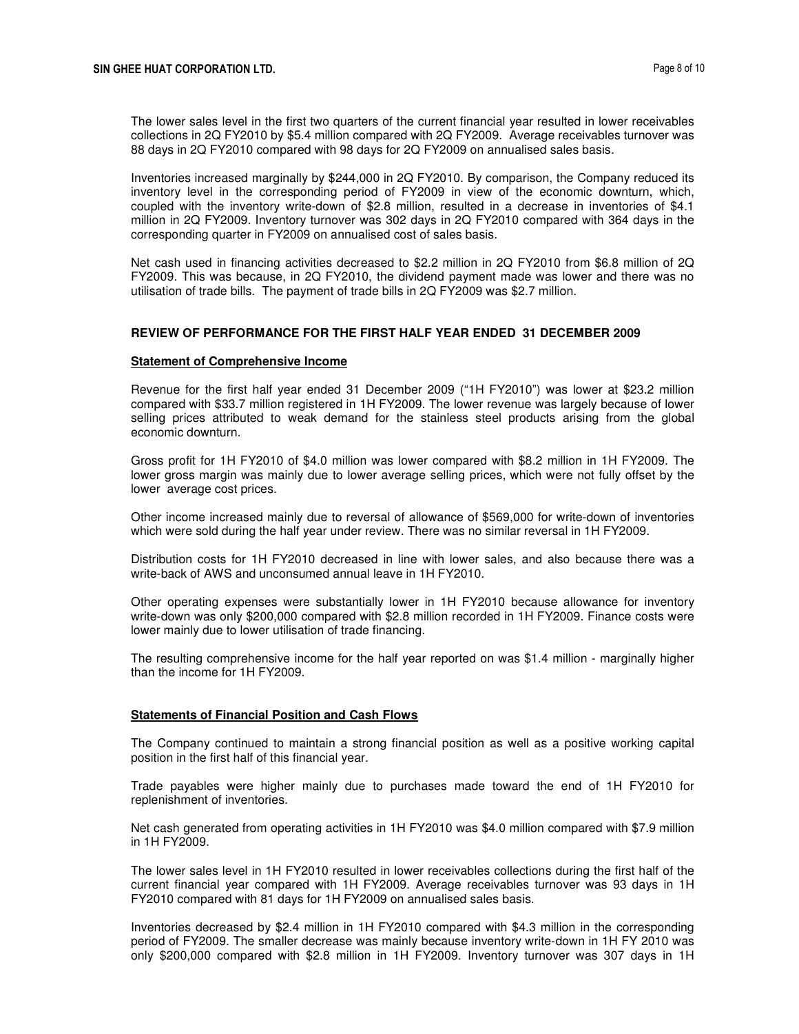The lower sales level in the first two quarters of the current financial year resulted in lower receivables collections in 2Q FY2010 by $5.4 million compared with 2Q FY2009. Average receivables turnover was 88 days in 2Q FY2010 compared with 98 days for 2Q FY2009 on annualised sales basis.

Inventories increased marginally by $244,000 in 2Q FY2010. By comparison, the Company reduced its inventory level in the corresponding period of FY2009 in view of the economic downturn, which, coupled with the inventory write-down of $2.8 million, resulted in a decrease in inventories of $4.1 million in 2Q FY2009. Inventory turnover was 302 days in 2Q FY2010 compared with 364 days in the corresponding quarter in FY2009 on annualised cost of sales basis.

Net cash used in financing activities decreased to $2.2 million in 2Q FY2010 from $6.8 million of 2Q FY2009. This was because, in 2Q FY2010, the dividend payment made was lower and there was no utilisation of trade bills. The payment of trade bills in 2Q FY2009 was $2.7 million.

## REVIEW OF PERFORMANCE FOR THE FIRST HALF YEAR ENDED 31 DECEMBER 2009

### Statement of Comprehensive Income

Revenue for the first half year ended 31 December 2009 ("1H FY2010") was lower at $23.2 million compared with $33.7 million registered in 1H FY2009. The lower revenue was largely because of lower selling prices attributed to weak demand for the stainless steel products arising from the global economic downturn.

Gross profit for 1H FY2010 of $4.0 million was lower compared with $8.2 million in 1H FY2009. The lower gross margin was mainly due to lower average selling prices, which were not fully offset by the lower average cost prices.

Other income increased mainly due to reversal of allowance of $569,000 for write-down of inventories which were sold during the half year under review. There was no similar reversal in 1H FY2009.

Distribution costs for 1H FY2010 decreased in line with lower sales, and also because there was a write-back of AWS and unconsumed annual leave in 1H FY2010.

Other operating expenses were substantially lower in 1H FY2010 because allowance for inventory write-down was only $200,000 compared with $2.8 million recorded in 1H FY2009. Finance costs were lower mainly due to lower utilisation of trade financing.

The resulting comprehensive income for the half year reported on was $1.4 million - marginally higher than the income for 1H FY2009.

### Statements of Financial Position and Cash Flows

The Company continued to maintain a strong financial position as well as a positive working capital position in the first half of this financial year.

Trade payables were higher mainly due to purchases made toward the end of 1H FY2010 for replenishment of inventories.

Net cash generated from operating activities in 1H FY2010 was $4.0 million compared with $7.9 million in 1H FY2009.

The lower sales level in 1H FY2010 resulted in lower receivables collections during the first half of the current financial year compared with 1H FY2009. Average receivables turnover was 93 days in 1H FY2010 compared with 81 days for 1H FY2009 on annualised sales basis.

Inventories decreased by $2.4 million in 1H FY2010 compared with $4.3 million in the corresponding period of FY2009. The smaller decrease was mainly because inventory write-down in 1H FY 2010 was only $200,000 compared with $2.8 million in 1H FY2009. Inventory turnover was 307 days in 1H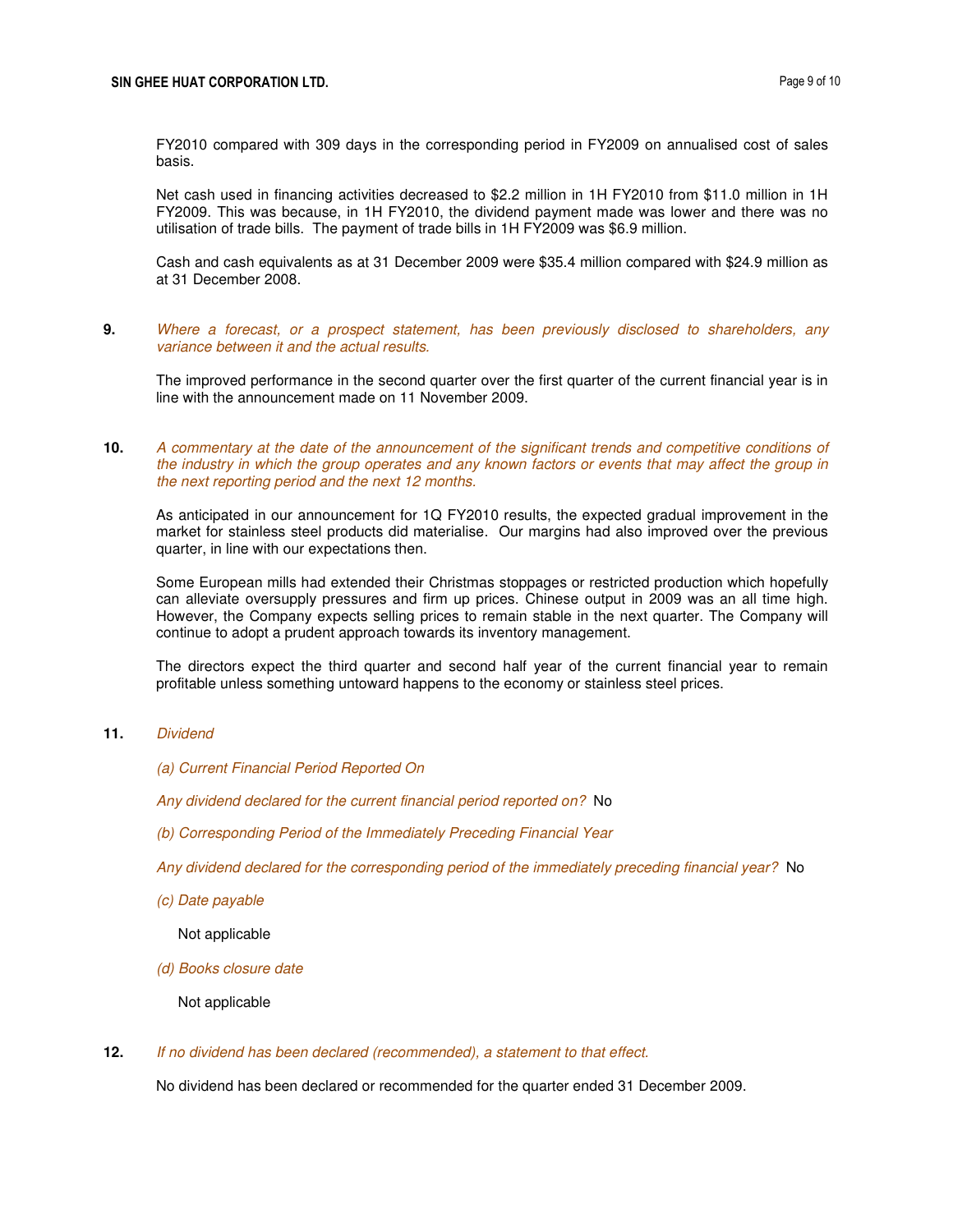FY2010 compared with 309 days in the corresponding period in FY2009 on annualised cost of sales basis.

Net cash used in financing activities decreased to $2.2 million in 1H FY2010 from $11.0 million in 1H FY2009. This was because, in 1H FY2010, the dividend payment made was lower and there was no utilisation of trade bills. The payment of trade bills in 1H FY2009 was $6.9 million.

Cash and cash equivalents as at 31 December 2009 were $35.4 million compared with $24.9 million as at 31 December 2008.

**9.** *Where a forecast, or a prospect statement, has been previously disclosed to shareholders, any variance between it and the actual results.*

The improved performance in the second quarter over the first quarter of the current financial year is in line with the announcement made on 11 November 2009.

**10.** *A commentary at the date of the announcement of the significant trends and competitive conditions of the industry in which the group operates and any known factors or events that may affect the group in the next reporting period and the next 12 months.*

As anticipated in our announcement for 1Q FY2010 results, the expected gradual improvement in the market for stainless steel products did materialise. Our margins had also improved over the previous quarter, in line with our expectations then.

Some European mills had extended their Christmas stoppages or restricted production which hopefully can alleviate oversupply pressures and firm up prices. Chinese output in 2009 was an all time high. However, the Company expects selling prices to remain stable in the next quarter. The Company will continue to adopt a prudent approach towards its inventory management.

The directors expect the third quarter and second half year of the current financial year to remain profitable unless something untoward happens to the economy or stainless steel prices.

**11.** *Dividend*

*(a) Current Financial Period Reported On*

*Any dividend declared for the current financial period reported on?* No

*(b) Corresponding Period of the Immediately Preceding Financial Year*

*Any dividend declared for the corresponding period of the immediately preceding financial year?* No

*(c) Date payable*

Not applicable

*(d) Books closure date*

Not applicable

**12.** *If no dividend has been declared (recommended), a statement to that effect.*

No dividend has been declared or recommended for the quarter ended 31 December 2009.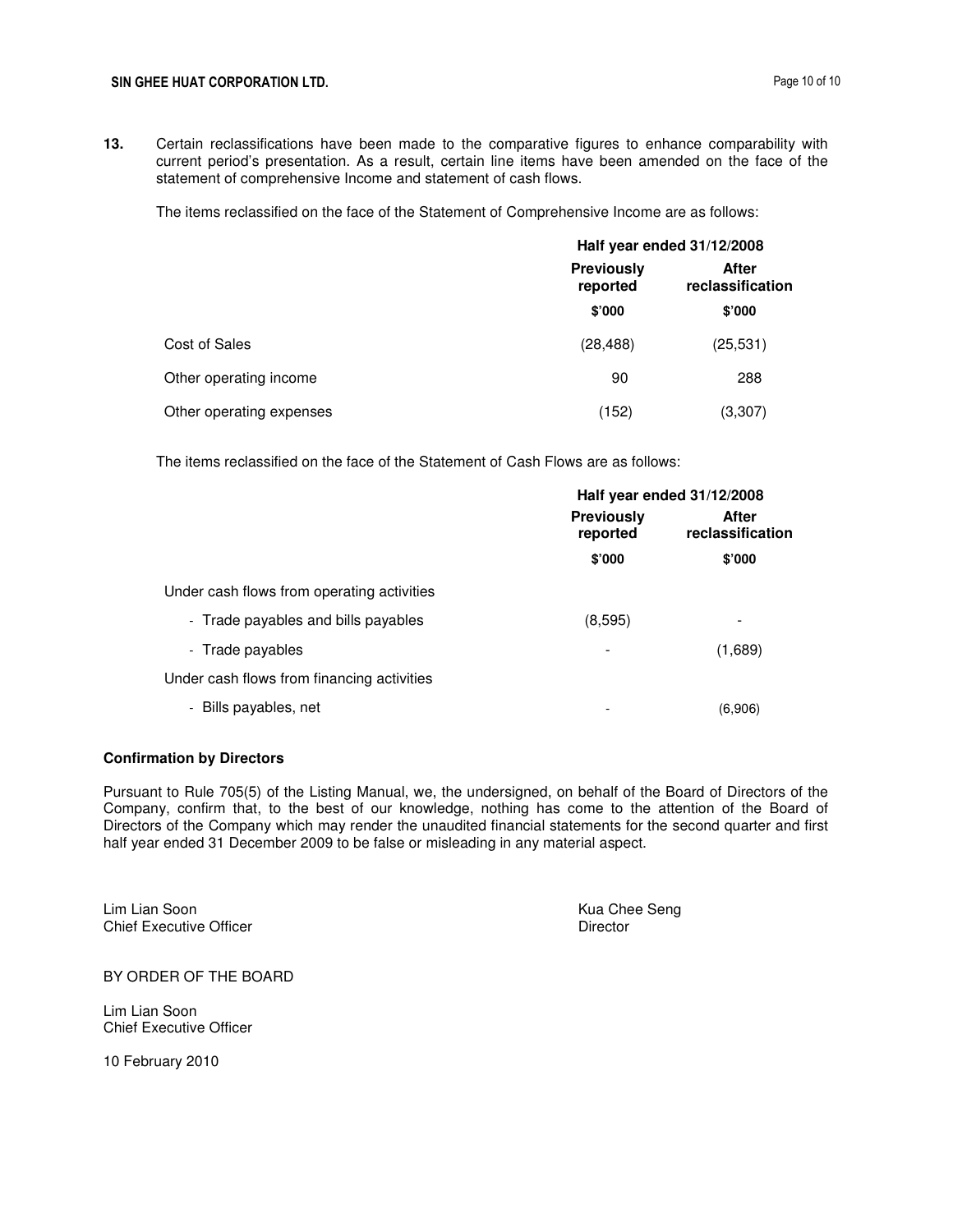13. Certain reclassifications have been made to the comparative figures to enhance comparability with current period's presentation. As a result, certain line items have been amended on the face of the statement of comprehensive Income and statement of cash flows.

The items reclassified on the face of the Statement of Comprehensive Income are as follows:

| | Half year ended 31/12/2008 | |
|---|---|---|
| | Previously reported | After reclassification |
| | \$'000 | \$'000 |
| Cost of Sales | (28,488) | (25,531) |
| Other operating income | 90 | 288 |
| Other operating expenses | (152) | (3,307) |

The items reclassified on the face of the Statement of Cash Flows are as follows:

| | Half year ended 31/12/2008 | |
|---|---|---|
| | Previously reported | After reclassification |
| | \$'000 | \$'000 |
| Under cash flows from operating activities | | |
| - Trade payables and bills payables | (8,595) | - |
| - Trade payables | - | (1,689) |
| Under cash flows from financing activities | | |
| - Bills payables, net | - | (6,906) |

**Confirmation by Directors**

Pursuant to Rule 705(5) of the Listing Manual, we, the undersigned, on behalf of the Board of Directors of the Company, confirm that, to the best of our knowledge, nothing has come to the attention of the Board of Directors of the Company which may render the unaudited financial statements for the second quarter and first half year ended 31 December 2009 to be false or misleading in any material aspect.

Lim Lian Soon
Chief Executive Officer

Kua Chee Seng
Director

BY ORDER OF THE BOARD

Lim Lian Soon
Chief Executive Officer

10 February 2010